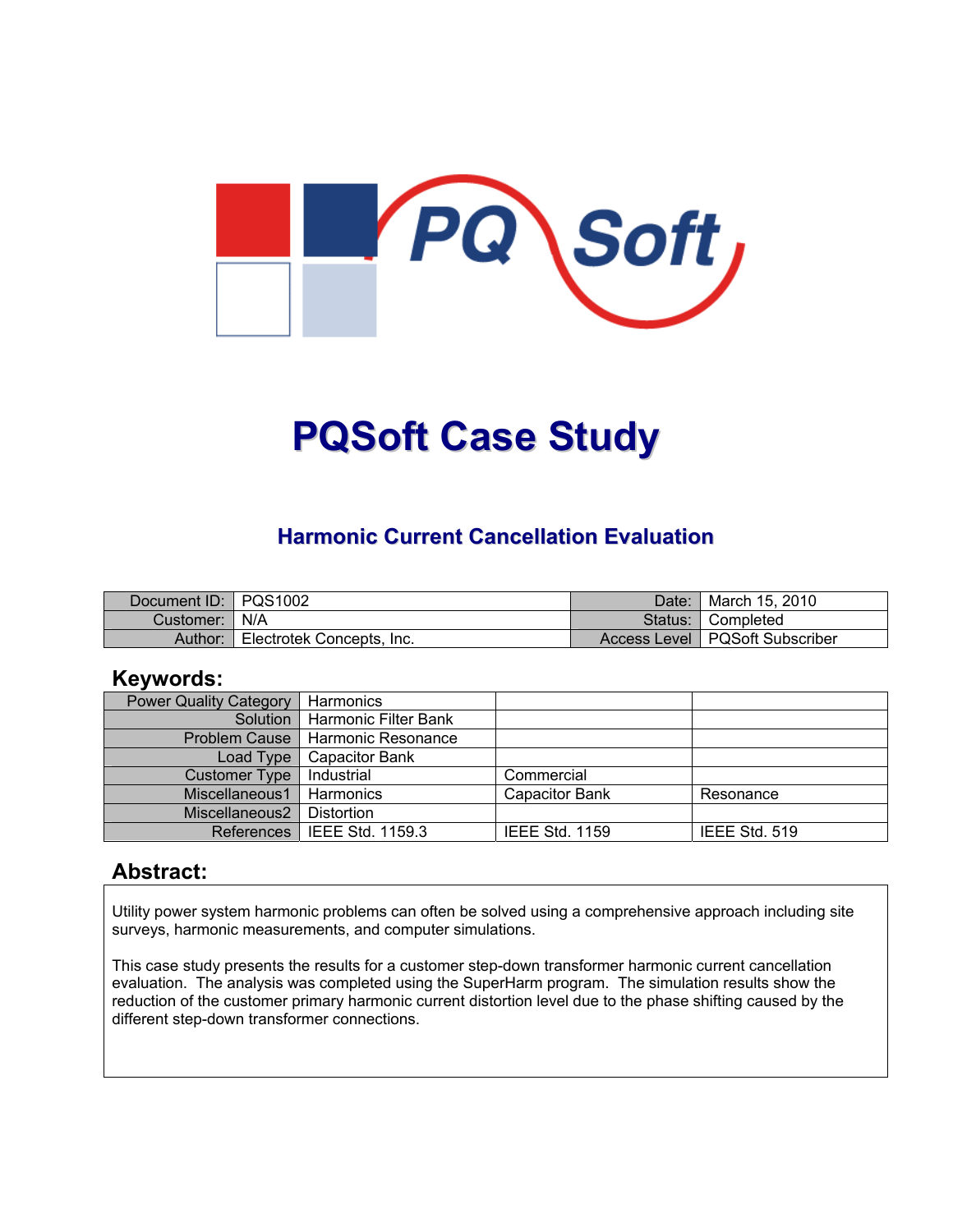# PQSoft Case Study

## Harmonic Current Cancellation Evaluation

| Document ID: | PQS1002 | Date: | March 15, 2010 |
|---|---|---|---|
| Customer: | N/A | Status: | Completed |
| Author: | Electrotek Concepts, Inc. | Access Level | PQSoft Subscriber |

## Keywords:

| Power Quality Category | Harmonics | | |
|---|---|---|---|
| Solution | Harmonic Filter Bank | | |
| Problem Cause | Harmonic Resonance | | |
| Load Type | Capacitor Bank | | |
| Customer Type | Industrial | Commercial | |
| Miscellaneous1 | Harmonics | Capacitor Bank | Resonance |
| Miscellaneous2 | Distortion | | |
| References | IEEE Std. 1159.3 | IEEE Std. 1159 | IEEE Std. 519 |

## Abstract:

Utility power system harmonic problems can often be solved using a comprehensive approach including site surveys, harmonic measurements, and computer simulations.

This case study presents the results for a customer step-down transformer harmonic current cancellation evaluation. The analysis was completed using the SuperHarm program. The simulation results show the reduction of the customer primary harmonic current distortion level due to the phase shifting caused by the different step-down transformer connections.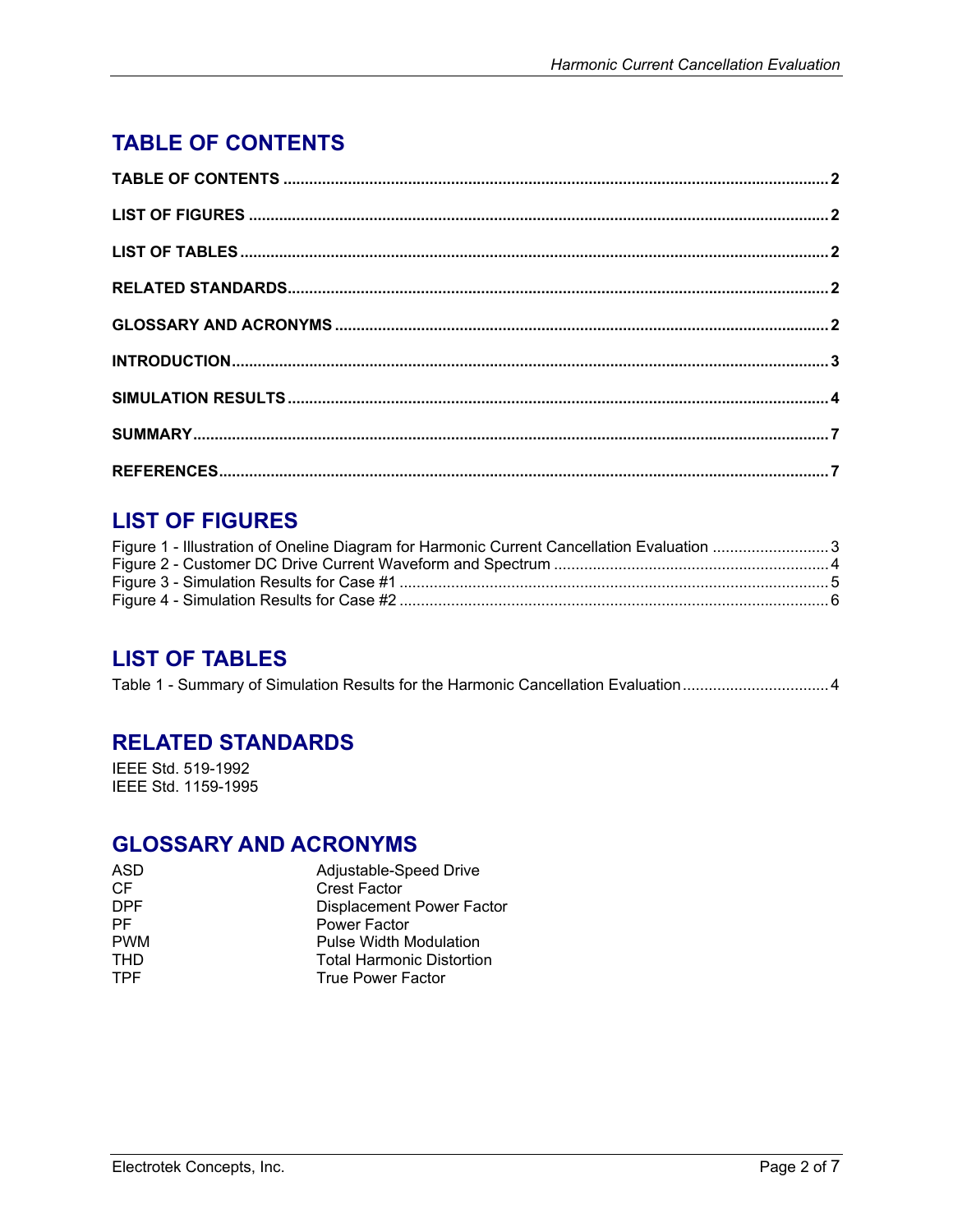# TABLE OF CONTENTS

**TABLE OF CONTENTS** .......... **2**

**LIST OF FIGURES** .......... **2**

**LIST OF TABLES** .......... **2**

**RELATED STANDARDS** .......... **2**

**GLOSSARY AND ACRONYMS** .......... **2**

**INTRODUCTION** .......... **3**

**SIMULATION RESULTS** .......... **4**

**SUMMARY** .......... **7**

**REFERENCES** .......... **7**

# LIST OF FIGURES

Figure 1 - Illustration of Oneline Diagram for Harmonic Current Cancellation Evaluation .......... 3
Figure 2 - Customer DC Drive Current Waveform and Spectrum .......... 4
Figure 3 - Simulation Results for Case #1 .......... 5
Figure 4 - Simulation Results for Case #2 .......... 6

# LIST OF TABLES

Table 1 - Summary of Simulation Results for the Harmonic Cancellation Evaluation .......... 4

# RELATED STANDARDS

IEEE Std. 519-1992
IEEE Std. 1159-1995

# GLOSSARY AND ACRONYMS

| | |
|---|---|
| ASD | Adjustable-Speed Drive |
| CF | Crest Factor |
| DPF | Displacement Power Factor |
| PF | Power Factor |
| PWM | Pulse Width Modulation |
| THD | Total Harmonic Distortion |
| TPF | True Power Factor |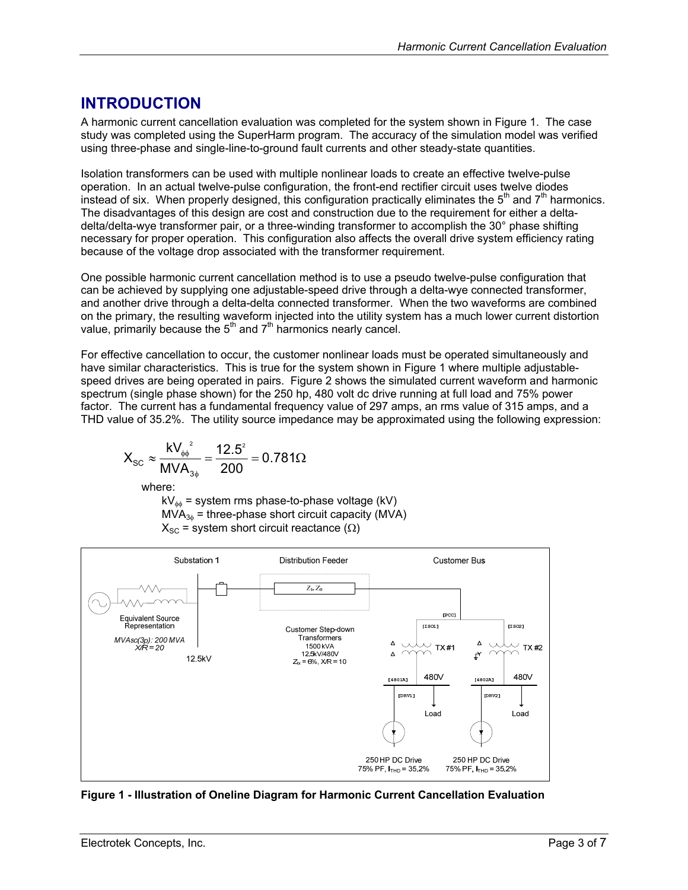# INTRODUCTION

A harmonic current cancellation evaluation was completed for the system shown in Figure 1. The case study was completed using the SuperHarm program. The accuracy of the simulation model was verified using three-phase and single-line-to-ground fault currents and other steady-state quantities.

Isolation transformers can be used with multiple nonlinear loads to create an effective twelve-pulse operation. In an actual twelve-pulse configuration, the front-end rectifier circuit uses twelve diodes instead of six. When properly designed, this configuration practically eliminates the $5^{th}$ and $7^{th}$ harmonics. The disadvantages of this design are cost and construction due to the requirement for either a delta-delta/delta-wye transformer pair, or a three-winding transformer to accomplish the 30° phase shifting necessary for proper operation. This configuration also affects the overall drive system efficiency rating because of the voltage drop associated with the transformer requirement.

One possible harmonic current cancellation method is to use a pseudo twelve-pulse configuration that can be achieved by supplying one adjustable-speed drive through a delta-wye connected transformer, and another drive through a delta-delta connected transformer. When the two waveforms are combined on the primary, the resulting waveform injected into the utility system has a much lower current distortion value, primarily because the $5^{th}$ and $7^{th}$ harmonics nearly cancel.

For effective cancellation to occur, the customer nonlinear loads must be operated simultaneously and have similar characteristics. This is true for the system shown in Figure 1 where multiple adjustable-speed drives are being operated in pairs. Figure 2 shows the simulated current waveform and harmonic spectrum (single phase shown) for the 250 hp, 480 volt dc drive running at full load and 75% power factor. The current has a fundamental frequency value of 297 amps, an rms value of 315 amps, and a THD value of 35.2%. The utility source impedance may be approximated using the following expression:

$$X_{SC} \approx \frac{kV_{\phi\phi}^{2}}{MVA_{3\phi}} = \frac{12.5^{2}}{200} = 0.781\Omega$$

where:

$kV_{\phi\phi}$ = system rms phase-to-phase voltage (kV)
$MVA_{3\phi}$ = three-phase short circuit capacity (MVA)
$X_{SC}$ = system short circuit reactance ($\Omega$)

Substation 1 — Distribution Feeder ($Z_1, Z_0$) — Customer Bus

Equivalent Source Representation: MVAsc(3p): 200 MVA, X/R = 20, 12.5kV

Customer Step-down Transformers: 1500 kVA, 12.5kV/480V, $Z_x$ = 6%, X/R = 10

[PCC], [ISO1], [ISO2], TX #1 (Δ-Δ), TX #2 (Δ-Y), [4801A] 480V, [4802A] 480V, [DRV1], [DRV2], Load, Load

250 HP DC Drive, 75% PF, $I_{THD}$ = 35.2% — 250 HP DC Drive, 75% PF, $I_{THD}$ = 35.2%

**Figure 1 - Illustration of Oneline Diagram for Harmonic Current Cancellation Evaluation**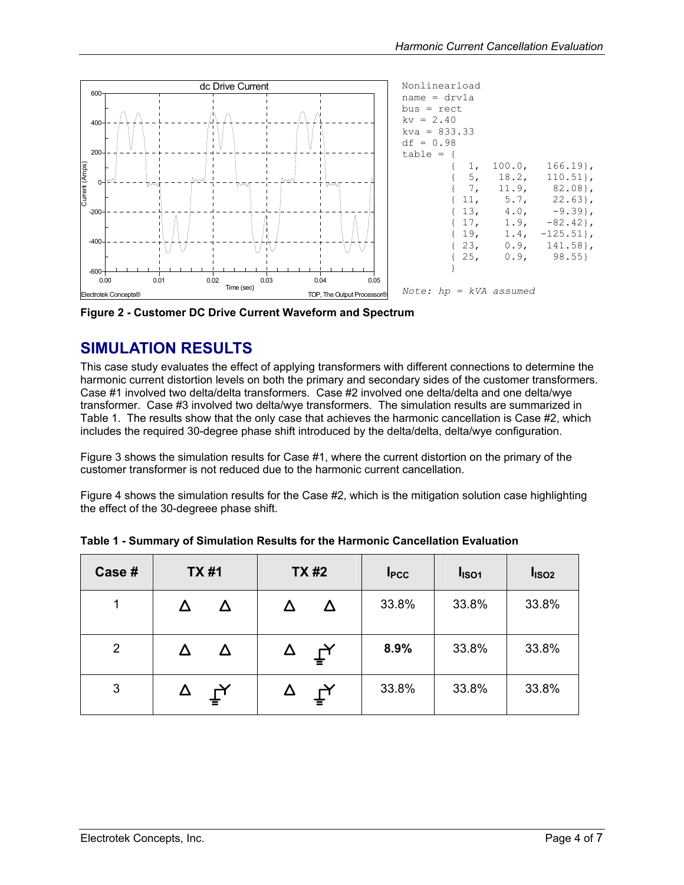```
Nonlinearload
name = drv1a
bus = rect
kv = 2.40
kva = 833.33
df = 0.98
table = {
        {  1,  100.0,    166.19},
        {  5,   18.2,    110.51},
        {  7,   11.9,     82.08},
        { 11,    5.7,     22.63},
        { 13,    4.0,     -9.39},
        { 17,    1.9,    -82.42},
        { 19,    1.4,   -125.51},
        { 23,    0.9,    141.58},
        { 25,    0.9,     98.55}
        }

Note: hp = kVA assumed
```

**Figure 2 - Customer DC Drive Current Waveform and Spectrum**

## SIMULATION RESULTS

This case study evaluates the effect of applying transformers with different connections to determine the harmonic current distortion levels on both the primary and secondary sides of the customer transformers. Case #1 involved two delta/delta transformers. Case #2 involved one delta/delta and one delta/wye transformer. Case #3 involved two delta/wye transformers. The simulation results are summarized in Table 1. The results show that the only case that achieves the harmonic cancellation is Case #2, which includes the required 30-degree phase shift introduced by the delta/delta, delta/wye configuration.

Figure 3 shows the simulation results for Case #1, where the current distortion on the primary of the customer transformer is not reduced due to the harmonic current cancellation.

Figure 4 shows the simulation results for the Case #2, which is the mitigation solution case highlighting the effect of the 30-degreee phase shift.

**Table 1 - Summary of Simulation Results for the Harmonic Cancellation Evaluation**

| Case # | TX #1 | TX #2 | $I_{PCC}$ | $I_{ISO1}$ | $I_{ISO2}$ |
|---|---|---|---|---|---|
| 1 | Δ Δ | Δ Δ | 33.8% | 33.8% | 33.8% |
| 2 | Δ Δ | Δ Y (grounded) | **8.9%** | 33.8% | 33.8% |
| 3 | Δ Y (grounded) | Δ Y (grounded) | 33.8% | 33.8% | 33.8% |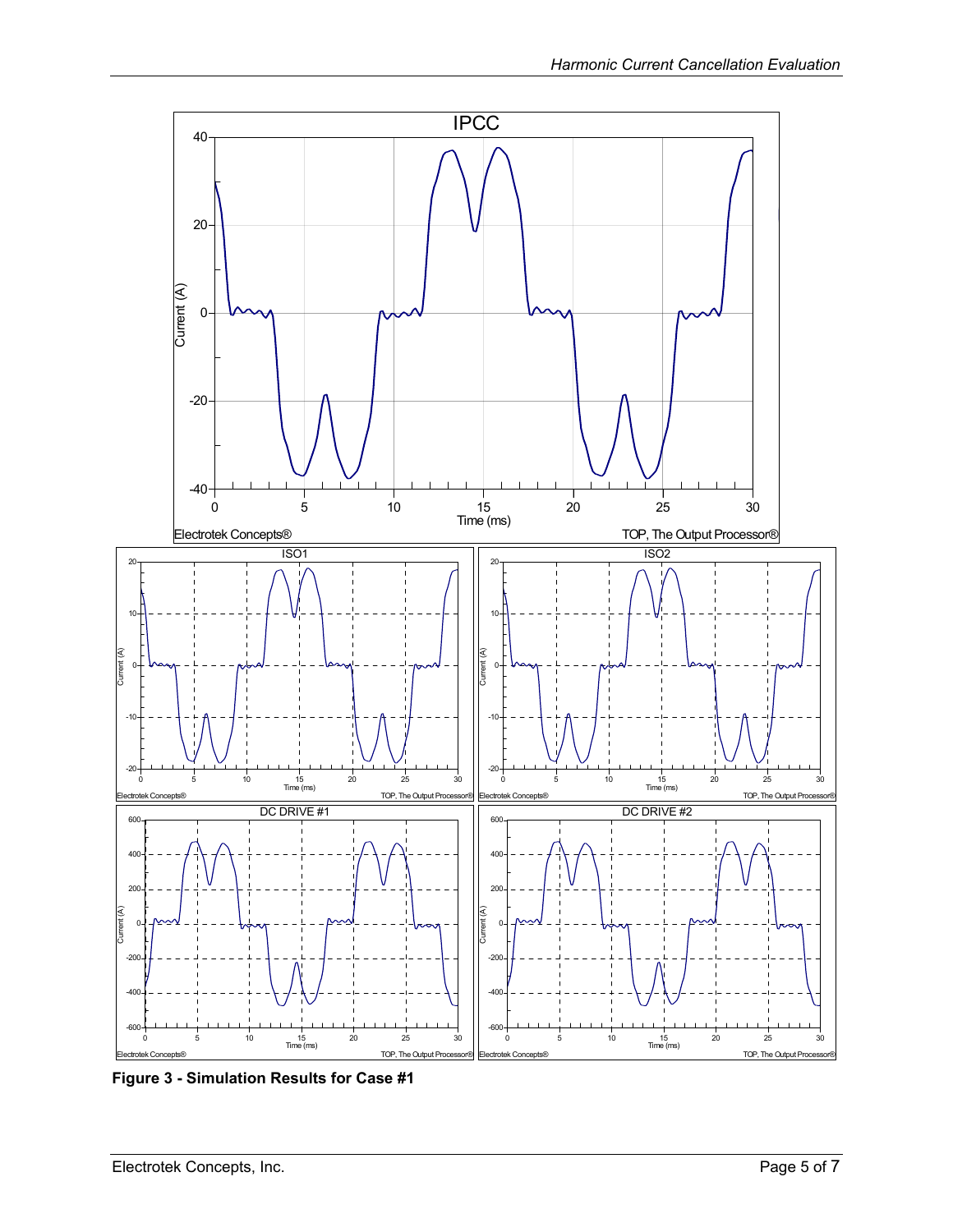**Figure 3 - Simulation Results for Case #1**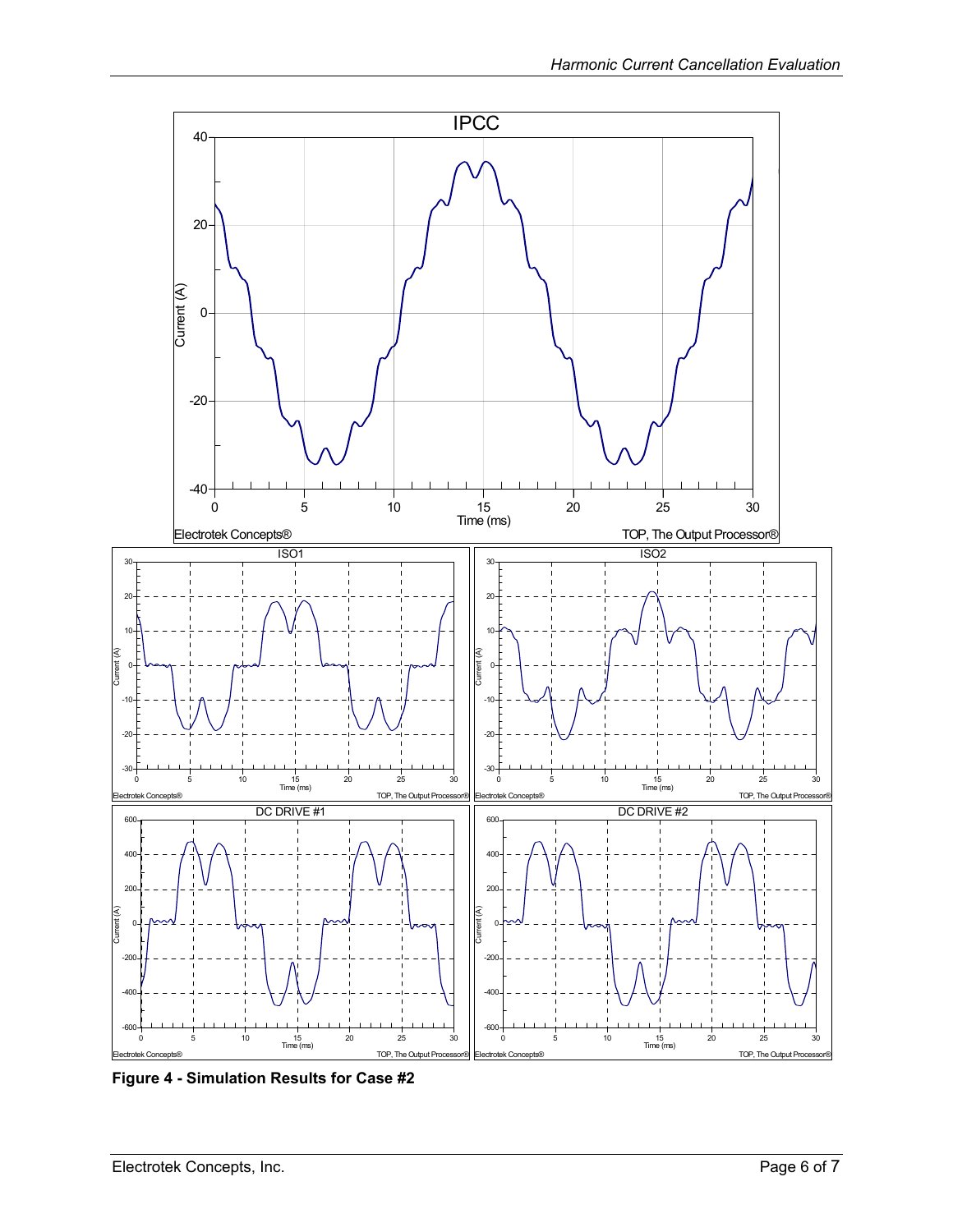**Figure 4 - Simulation Results for Case #2**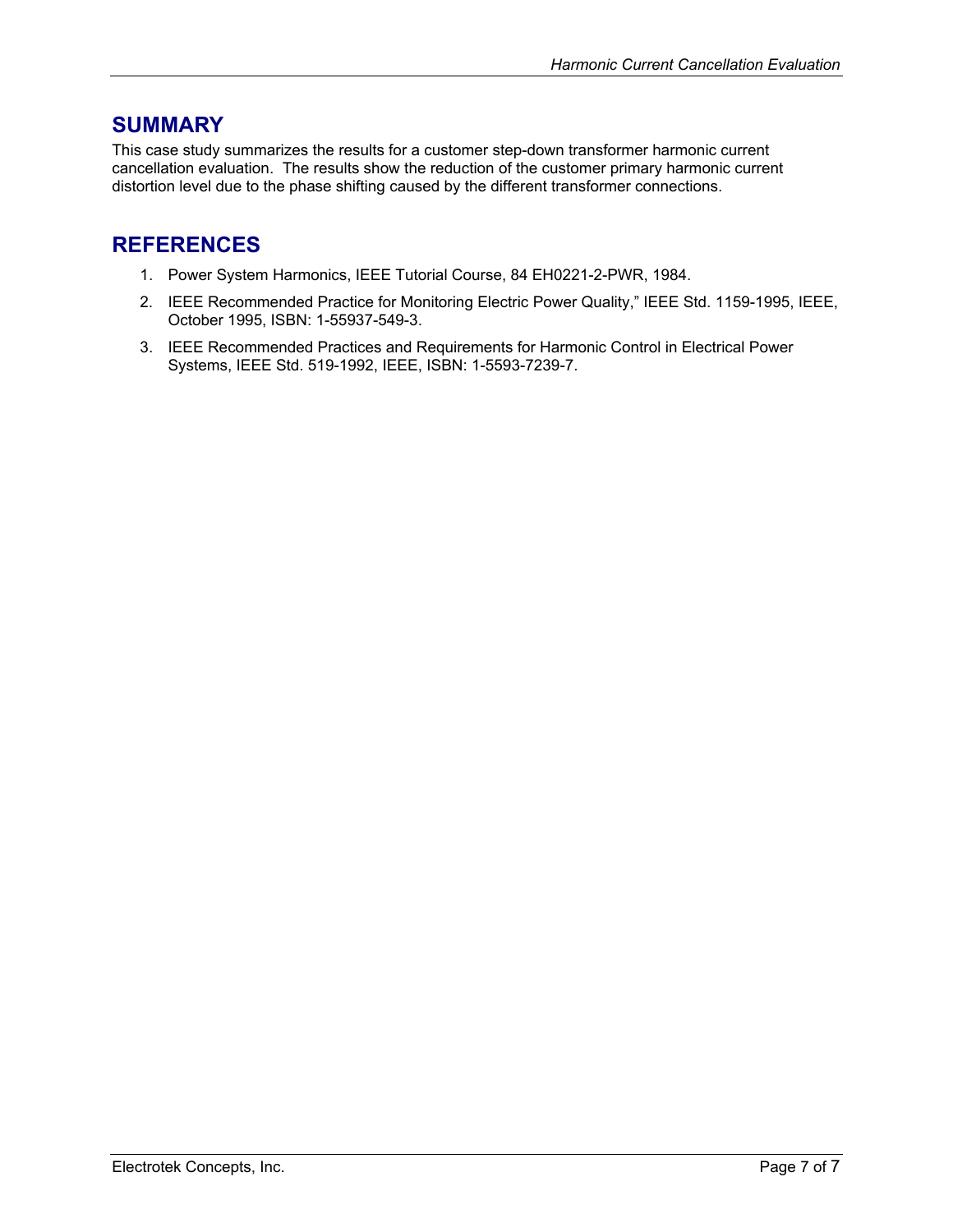## SUMMARY

This case study summarizes the results for a customer step-down transformer harmonic current cancellation evaluation. The results show the reduction of the customer primary harmonic current distortion level due to the phase shifting caused by the different transformer connections.

## REFERENCES

1. Power System Harmonics, IEEE Tutorial Course, 84 EH0221-2-PWR, 1984.
2. IEEE Recommended Practice for Monitoring Electric Power Quality," IEEE Std. 1159-1995, IEEE, October 1995, ISBN: 1-55937-549-3.
3. IEEE Recommended Practices and Requirements for Harmonic Control in Electrical Power Systems, IEEE Std. 519-1992, IEEE, ISBN: 1-5593-7239-7.